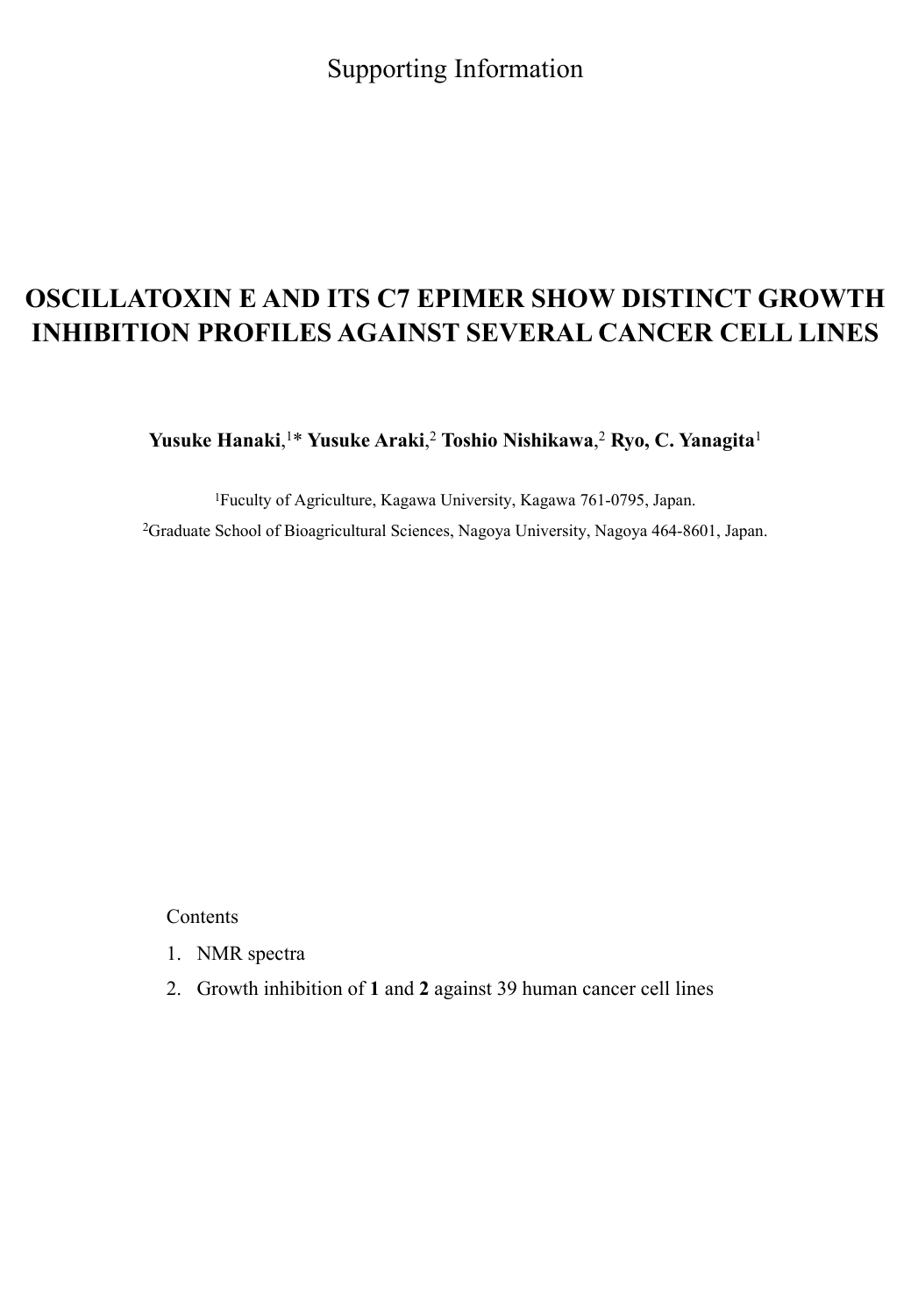Supporting Information

# OSCILLATOXIN E AND ITS C7 EPIMER SHOW DISTINCT GROWTH INHIBITION PROFILES AGAINST SEVERAL CANCER CELL LINES

**Yusuke Hanaki**,[1]* **Yusuke Araki**,[2] **Toshio Nishikawa**,[2] **Ryo, C. Yanagita**[1]

[1]Fuculty of Agriculture, Kagawa University, Kagawa 761-0795, Japan.

[2]Graduate School of Bioagricultural Sciences, Nagoya University, Nagoya 464-8601, Japan.

Contents

1. NMR spectra
2. Growth inhibition of **1** and **2** against 39 human cancer cell lines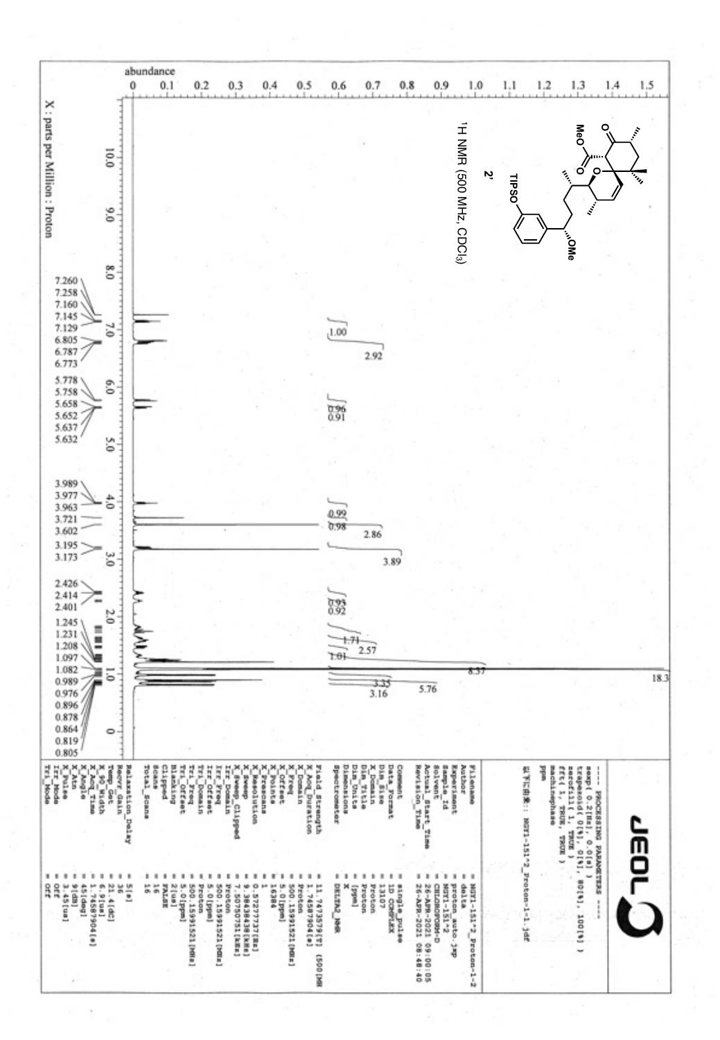$^1$H NMR (500 MHz, $CDCl_3$)

**2'**

X : parts per Million : Proton

abundance

Peak list: 7.260, 7.258, 7.160, 7.145, 7.129, 6.805, 6.787, 6.773, 5.778, 5.758, 5.658, 5.652, 5.637, 5.632, 3.989, 3.977, 3.963, 3.721, 3.602, 3.195, 3.173, 2.426, 2.414, 2.401, 1.245, 1.231, 1.208, 1.097, 1.082, 0.989, 0.976, 0.896, 0.878, 0.864, 0.819, 0.805

Integrals: 1.00, 2.92, 0.96, 0.91, 0.99, 0.98, 2.86, 3.89, 0.93, 0.92, 1.71, 2.57, 1.01, 8.37, 18.3, 3.35, 3.16, 5.76

```
---- PROCESSING PARAMETERS ----
sexp( 0.2[Hz], 0.0[s] )
trapezoid( 0[%], 0[%], 80[%], 100[%] )
zerofill( 1, TRUE )
fft( 1, TRUE, TRUE )
machinephase
ppm

Filename            = NGY1-151^2_Proton-1-2
Author              = delta
Experiment          = proton.auto.jxp
Sample_Id           = NGY1-151^2
Solvent             = CHLOROFORM-D
Actual_Start_Time   = 26-APR-2021 09:00:05
Revision_Time       = 26-APR-2021 08:48:40

Comment             = single_pulse
Data_Format         = 1D COMPLEX
Dim_Size            = 13107
Dim_Title           = Proton
Dim_Units           = [ppm]
Dimensions          = X
Site                = DELTA2_NMR
Spectrometer

Field_Strength      = 11.7473579[T] (500[MHz])
X_Acq_Duration      = 1.74587904[s]
X_Domain            = Proton
X_Freq              = 500.15991521[MHz]
X_Offset            = 5.0[ppm]
X_Points            = 16384
X_Prescans          = 1
X_Resolution        = 0.57277737[Hz]
X_Sweep             = 9.38438438[kHz]
X_Sweep_Clipped     = 7.50750751[kHz]
Irr_Domain          = Proton
Irr_Freq            = 500.15991521[MHz]
Irr_Offset          = 5.0[ppm]
Tri_Domain          = Proton
Tri_Freq            = 500.15991521[MHz]
Tri_Offset          = 5.0[ppm]
Blanking            = 2[us]
Clipped             = FALSE
Scans               = 16
Total_Scans         = 16

Relaxation_Delay    = 5[s]
Recvr_Gain          = 36
Temp_Get            = 21.4[dC]
X_90_Width          = 6.9[us]
X_Acq_Time          = 1.74587904[s]
X_Angle             = 45[deg]
X_Atn               = 9[dB]
X_Pulse             = 3.45[us]
Irr_Mode            = Off
Tri_Mode            = Off
```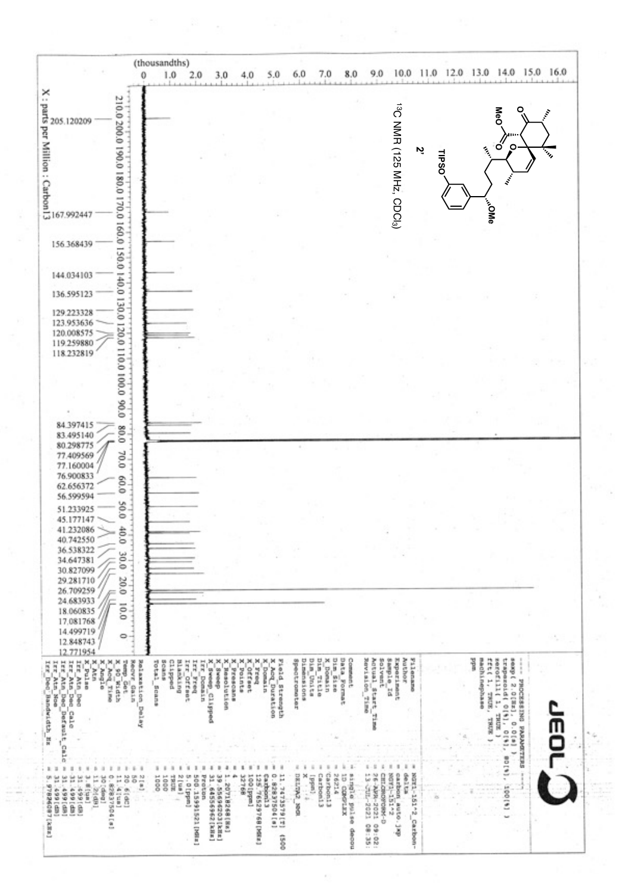$^{13}C$ NMR (125 MHz, $CDCl_3$)

**2'**

X : parts per Million : Carbon13

205.120209
167.992447
156.368439
144.034103
136.595123
129.223328
123.953636
120.008575
119.259880
118.232819
84.397415
83.495140
80.298775
77.409569
77.160004
76.900833
62.656372
56.599594
51.233925
45.177147
41.232086
40.742550
36.538322
34.647381
30.827099
29.281710
26.709259
24.683933
18.060835
17.081768
14.499719
12.848743
12.771954

```
---- PROCESSING PARAMETERS ----
sexp( 2.0[Hz], 0.0[s] )
trapezoid( 0[%], 0[%], 80[%], 100[%] )
zerofill( 1, TRUE )
fft( 1, TRUE, TRUE )
machinephase
ppm

Filename            = NGT1-151-2_Carbon-
Author              = delta
Experiment          = carbon_auto.jxp
Sample_Id           = NGT1-151-2
Solvent             = CHLOROFORM-D
Actual_Start_Time   = 26-APR-2021 09:02:
Revision_Time       = 13-JUL-2021 08:35:

Comment             = single pulse decou
Data_Format         = 1D COMPLEX
Dim_Size            = 26214
Dim_Title           = Carbon13
Dim_Units           = [ppm]
Dimensions          = X
Site                = DELTA2_NMR
Spectrometer

Field_Strength      = 11.7473579[T] (500
X_Acq_Duration      = 0.82837504[s]
X_Domain            = Carbon13
X_Freq              = 125.76529768[MHz]
X_Offset            = 100[ppm]
X_Points            = 32768
X_Prescans          = 4
X_Resolution        = 1.2071826[Hz]
X_Sweep             = 39.55696203[kHz]
X_Sweep_Clipped     = 31.64556962[kHz]
Irr_Domain          = Proton
Irr_Freq            = 500.15991521[MHz]
Irr_Offset          = 5.0[ppm]
Blanking            = 2[us]
Clipped             = TRUE
Scans               = 1000
Total_Scans         = 1000

Relaxation_Delay    = 2[s]
Recvr_Gain          = 50
Temp_Get            = 20.6[dC]
X_90_Width          = 11.4[us]
X_Acq_Time          = 0.82837504[s]
X_Angle             = 30[deg]
X_Atn               = 11.2[dB]
X_Pulse             = 3.8[us]
Irr_Atn_Dec         = 31.499[dB]
Irr_Atn_Dec_Calc    = 31.499[dB]
Irr_Atn_Dec_Default_Calc = 31.499[dB]
Irr_Atn_Noe         = 31.499[dB]
Irr_Dec_Bandwidth_Hz = 5.9782609[kHz]
```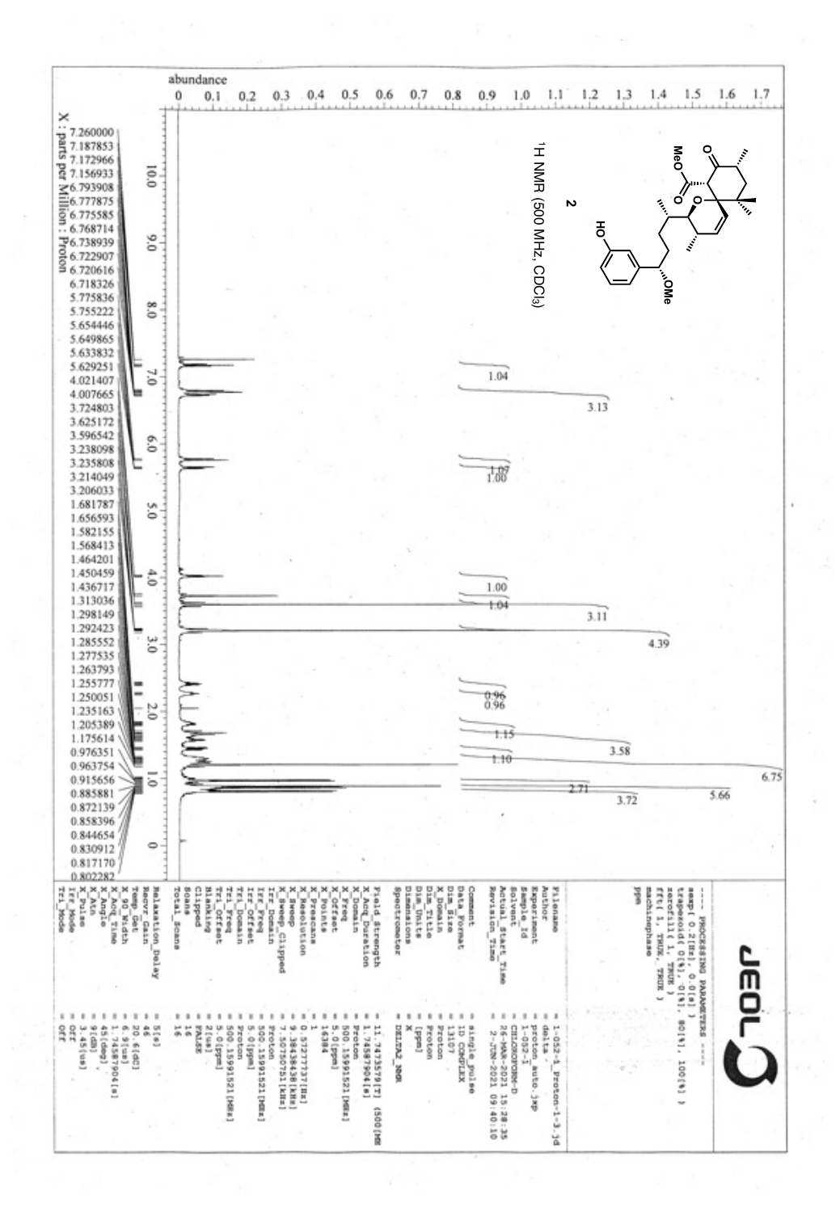$^1$H NMR (500 MHz, $CDCl_3$)

**2**

X : parts per Million : Proton

7.260000
7.187853
7.172966
7.156933
6.793908
6.777875
6.775585
6.768714
6.738939
6.722907
6.720616
6.718326
5.775836
5.755222
5.654446
5.649865
5.633832
5.629251
4.021407
4.007665
3.724803
3.625172
3.596542
3.238098
3.235808
3.214049
3.206033
1.681787
1.656593
1.582155
1.568413
1.464201
1.450459
1.436717
1.313036
1.298149
1.292423
1.285552
1.277535
1.263793
1.255777
1.250051
1.235163
1.205389
1.175614
0.976351
0.963754
0.915656
0.885881
0.872139
0.858396
0.844654
0.830912
0.817170
0.802282

Integrals: 1.04, 3.13, 1.07, 1.00, 1.00, 1.04, 3.11, 4.39, 0.96, 0.96, 1.15, 3.58, 1.10, 6.75, 2.71, 5.66, 3.72

```
---- PROCESSING PARAMETERS ----
sexp( 0.2[Hz], 0.0[s] )
trapezoid( 0[%], 0[%], 80[%], 100[%] )
zerofill( 1, TRUE, TRUE )
fft( 1, TRUE, TRUE )
machinephase
ppm

Filename            = 1-052-1_Proton-1-3.jd
Author              = delta
Experiment          = proton_auto.jxp
Sample_Id           = 1-052-1
Solvent             = CHLOROFORM-D
Actual_Start_Time   = 26-MAR-2021 15:28:35
Revision_Time       = 2-JUN-2021 09:40:10

Comment             = single_pulse
Data_Format         = 1D COMPLEX
Dim_Size            = 13107
Dim_Title           = Proton
Dim_Units           = [ppm]
Dimensions          = X
Site                = DELTA2_NMR
Spectrometer        

Field_Strength      = 11.7473579[T] (500[MHz])
X_Acq_Duration      = 1.74587904[s]
X_Domain            = Proton
X_Freq              = 500.15991521[MHz]
X_Offset            = 5.0[ppm]
X_Points            = 16384
X_Prescans          = 1
X_Resolution        = 0.57277737[Hz]
X_Sweep             = 9.38438438[kHz]
X_Sweep_Clipped     = 7.50750751[kHz]
Irr_Domain          = Proton
Irr_Freq            = 500.15991521[MHz]
Irr_Offset          = 5.0[ppm]
Tri_Domain          = Proton
Tri_Freq            = 500.15991521[MHz]
Tri_Offset          = 5.0[ppm]
Blanking            = 2[us]
Clipped             = FALSE
Scans               = 16
Total_Scans         = 16

Relaxation_Delay    = 5[s]
Recvr_Gain          = 46
Temp_Get            = 20.6[dC]
X_90_Width          = 6.9[us]
X_Acq_Time          = 1.74587904[s]
X_Angle             = 45[deg]
X_Atn               = 9[dB]
X_Pulse             = 3.45[us]
Irr_Mode            = Off
Tri_Mode            = Off
```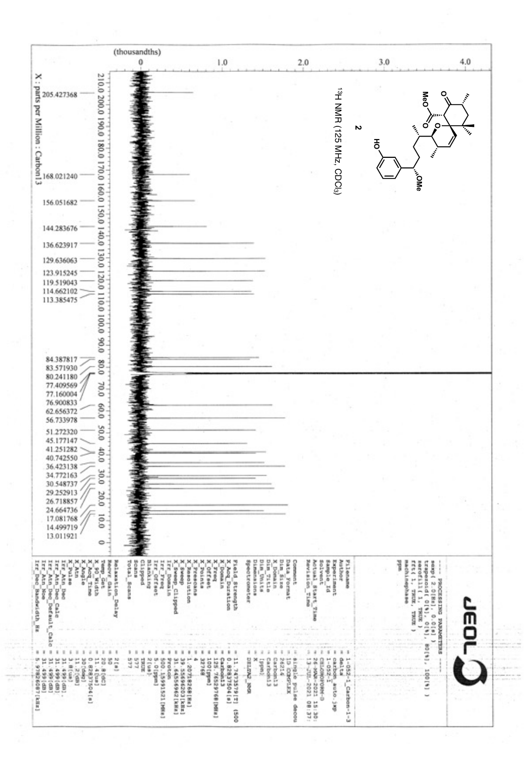2

$^{13}$H NMR (125 MHz, $CDCl_3$)

X : parts per Million : Carbon13

205.427368
168.021240
156.051682
144.283676
136.623917
129.636063
123.915245
119.519043
114.662102
113.385475
84.387817
83.571930
80.241180
77.409569
77.160004
76.900833
62.656372
56.733978
51.272320
45.177147
41.251282
40.742550
36.423138
34.772163
30.548737
29.252913
26.718857
24.664736
17.081768
14.499719
13.011921

(thousandths)

JEOL

```
---- PROCESSING PARAMETERS ----
sexp( 2.0[Hz], 0.0[s] )
trapezoid( 0[%], 0[%], 80[%], 100[%] )
zerofill( 1, TRUE, TRUE )
fft( 1, TRUE, TRUE )
machinephase
ppm
```

| | |
|---|---|
| Filename | = 1-052-1_Carbon-1-3 |
| Author | = delta |
| Experiment | = carbon_auto.jxp |
| Sample_Id | = 1-052-I |
| Solvent | = CHLOROFORM-D |
| Actual_Start_Time | = 26-MAR-2021 15:30: |
| Revision_Time | = 13-JUL-2021 08:37: |
| Comment | = single pulse decou |
| Data_Format | = 1D COMPLEX |
| Dim_Size | = 26214 |
| Dim_Title | = Carbon13 |
| Dim_Units | = [ppm] |
| Dimensions | = X |
| Spectrometer | = DELTA2_NMR |
| Field_Strength | = 11.7473579[T] (500 |
| X_Acq_Duration | = 0.82837504[s] |
| X_Domain | = Carbon13 |
| X_Freq | = 125.76529768[MHz] |
| X_Offset | = 100[ppm] |
| X_Points | = 32768 |
| X_Prescans | = 4 |
| X_Resolution | = 1.20718268[Hz] |
| X_Sweep | = 39.55696203[kHz] |
| X_Sweep_Clipped | = 31.64556962[kHz] |
| Irr_Domain | = Proton |
| Irr_Freq | = 500.15991521[MHz] |
| Irr_Offset | = 5.0[ppm] |
| Clipped | = TRUE |
| Mod_Return | = 2[us] |
| Scans | = 577 |
| Total_Scans | = 577 |
| Relaxation_Delay | = 2[s] |
| Recvr_Gain | = 50 |
| Temp_Get | = 20.8[dC] |
| X_90_Width | = 11.4[us] |
| X_Acq_Time | = 0.82837504[s] |
| X_Angle | = 30[deg] |
| X_Atn | = 11.2[dB] |
| X_Pulse | = 3.8[us] |
| Irr_Atn_Dec | = 31.499[dB] |
| Irr_Atn_Dec_Calc | = 31.499[dB] |
| Irr_Atn_Dec_Default_Calc | = 31.499[dB] |
| Irr_Atn_Noe | = 31.499[dB] |
| Irr_Dec_Bandwidth_Hz | = 5.97826087[kHz] |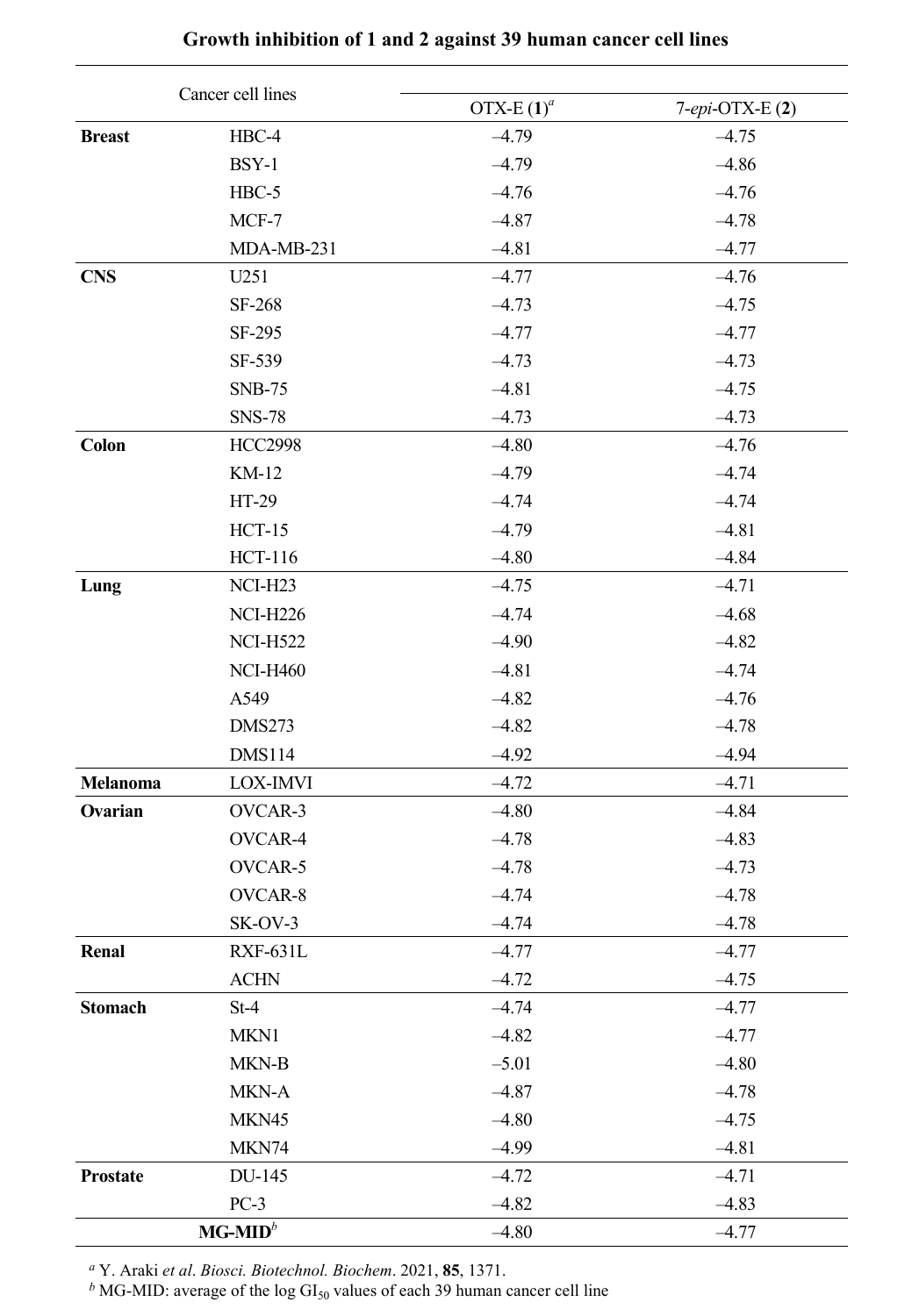**Growth inhibition of 1 and 2 against 39 human cancer cell lines**

| Cancer cell lines | | OTX-E (**1**)[a] | 7-*epi*-OTX-E (**2**) |
|---|---|---|---|
| **Breast** | HBC-4 | –4.79 | –4.75 |
| | BSY-1 | –4.79 | –4.86 |
| | HBC-5 | –4.76 | –4.76 |
| | MCF-7 | –4.87 | –4.78 |
| | MDA-MB-231 | –4.81 | –4.77 |
| **CNS** | U251 | –4.77 | –4.76 |
| | SF-268 | –4.73 | –4.75 |
| | SF-295 | –4.77 | –4.77 |
| | SF-539 | –4.73 | –4.73 |
| | SNB-75 | –4.81 | –4.75 |
| | SNS-78 | –4.73 | –4.73 |
| **Colon** | HCC2998 | –4.80 | –4.76 |
| | KM-12 | –4.79 | –4.74 |
| | HT-29 | –4.74 | –4.74 |
| | HCT-15 | –4.79 | –4.81 |
| | HCT-116 | –4.80 | –4.84 |
| **Lung** | NCI-H23 | –4.75 | –4.71 |
| | NCI-H226 | –4.74 | –4.68 |
| | NCI-H522 | –4.90 | –4.82 |
| | NCI-H460 | –4.81 | –4.74 |
| | A549 | –4.82 | –4.76 |
| | DMS273 | –4.82 | –4.78 |
| | DMS114 | –4.92 | –4.94 |
| **Melanoma** | LOX-IMVI | –4.72 | –4.71 |
| **Ovarian** | OVCAR-3 | –4.80 | –4.84 |
| | OVCAR-4 | –4.78 | –4.83 |
| | OVCAR-5 | –4.78 | –4.73 |
| | OVCAR-8 | –4.74 | –4.78 |
| | SK-OV-3 | –4.74 | –4.78 |
| **Renal** | RXF-631L | –4.77 | –4.77 |
| | ACHN | –4.72 | –4.75 |
| **Stomach** | St-4 | –4.74 | –4.77 |
| | MKN1 | –4.82 | –4.77 |
| | MKN-B | –5.01 | –4.80 |
| | MKN-A | –4.87 | –4.78 |
| | MKN45 | –4.80 | –4.75 |
| | MKN74 | –4.99 | –4.81 |
| **Prostate** | DU-145 | –4.72 | –4.71 |
| | PC-3 | –4.82 | –4.83 |
| **MG-MID**[b] | | –4.80 | –4.77 |

[a] Y. Araki *et al*. *Biosci. Biotechnol. Biochem*. 2021, **85**, 1371.
[b] MG-MID: average of the log $GI_{50}$ values of each 39 human cancer cell line